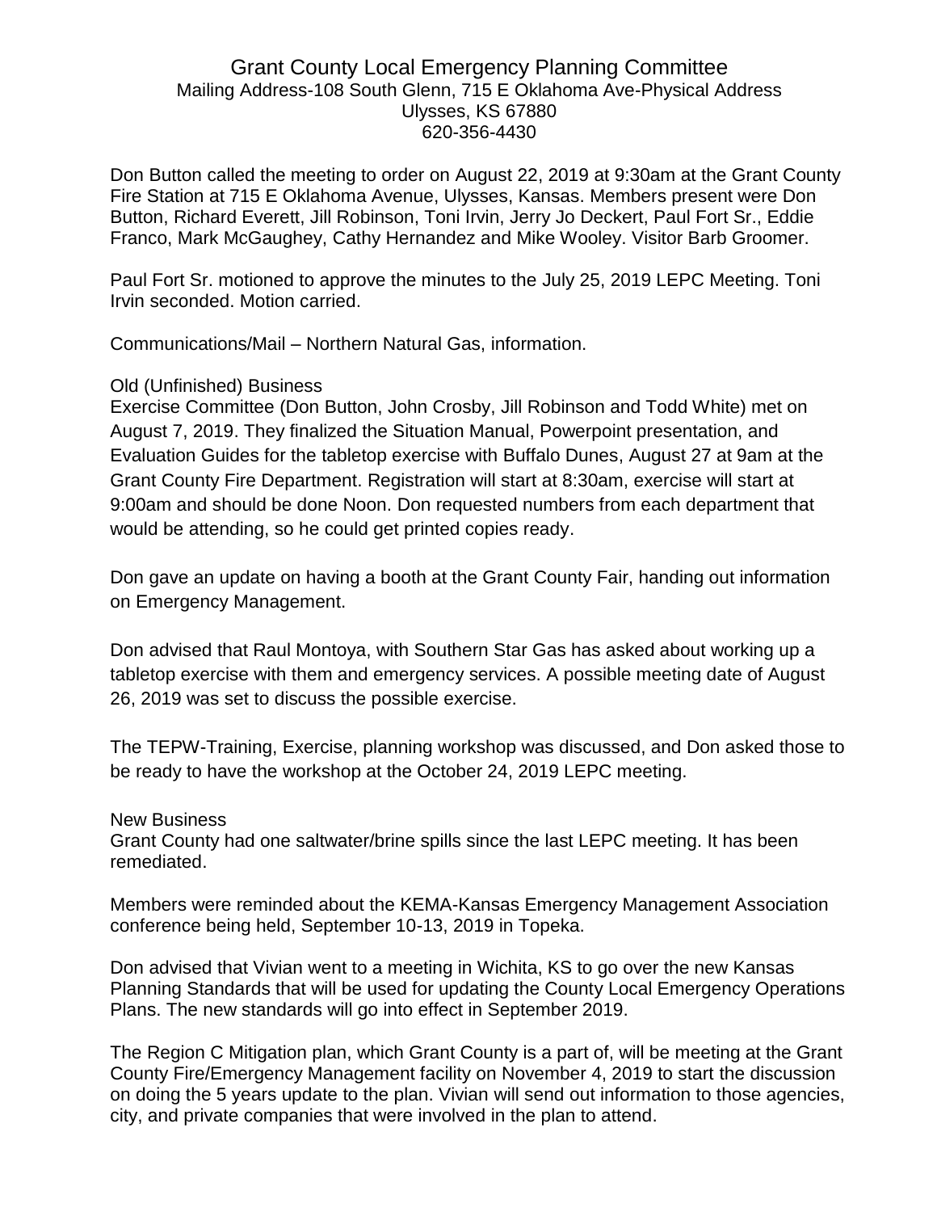# Grant County Local Emergency Planning Committee

Mailing Address-108 South Glenn, 715 E Oklahoma Ave-Physical Address
Ulysses, KS 67880
620-356-4430

Don Button called the meeting to order on August 22, 2019 at 9:30am at the Grant County Fire Station at 715 E Oklahoma Avenue, Ulysses, Kansas. Members present were Don Button, Richard Everett, Jill Robinson, Toni Irvin, Jerry Jo Deckert, Paul Fort Sr., Eddie Franco, Mark McGaughey, Cathy Hernandez and Mike Wooley. Visitor Barb Groomer.

Paul Fort Sr. motioned to approve the minutes to the July 25, 2019 LEPC Meeting. Toni Irvin seconded. Motion carried.

Communications/Mail – Northern Natural Gas, information.

Old (Unfinished) Business

Exercise Committee (Don Button, John Crosby, Jill Robinson and Todd White) met on August 7, 2019. They finalized the Situation Manual, Powerpoint presentation, and Evaluation Guides for the tabletop exercise with Buffalo Dunes, August 27 at 9am at the Grant County Fire Department. Registration will start at 8:30am, exercise will start at 9:00am and should be done Noon. Don requested numbers from each department that would be attending, so he could get printed copies ready.

Don gave an update on having a booth at the Grant County Fair, handing out information on Emergency Management.

Don advised that Raul Montoya, with Southern Star Gas has asked about working up a tabletop exercise with them and emergency services. A possible meeting date of August 26, 2019 was set to discuss the possible exercise.

The TEPW-Training, Exercise, planning workshop was discussed, and Don asked those to be ready to have the workshop at the October 24, 2019 LEPC meeting.

New Business

Grant County had one saltwater/brine spills since the last LEPC meeting. It has been remediated.

Members were reminded about the KEMA-Kansas Emergency Management Association conference being held, September 10-13, 2019 in Topeka.

Don advised that Vivian went to a meeting in Wichita, KS to go over the new Kansas Planning Standards that will be used for updating the County Local Emergency Operations Plans. The new standards will go into effect in September 2019.

The Region C Mitigation plan, which Grant County is a part of, will be meeting at the Grant County Fire/Emergency Management facility on November 4, 2019 to start the discussion on doing the 5 years update to the plan. Vivian will send out information to those agencies, city, and private companies that were involved in the plan to attend.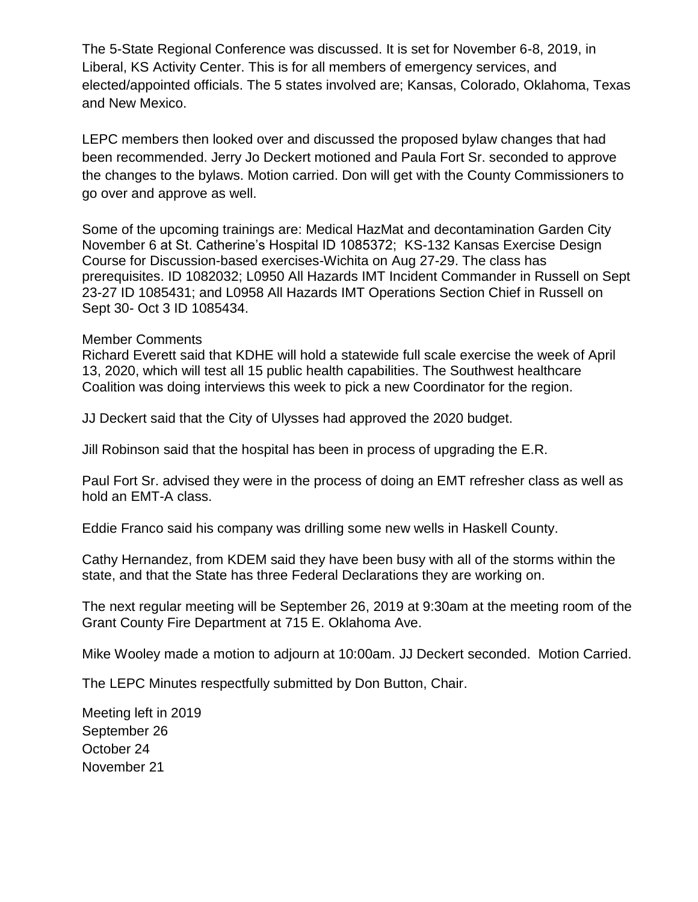The 5-State Regional Conference was discussed. It is set for November 6-8, 2019, in Liberal, KS Activity Center. This is for all members of emergency services, and elected/appointed officials. The 5 states involved are; Kansas, Colorado, Oklahoma, Texas and New Mexico.

LEPC members then looked over and discussed the proposed bylaw changes that had been recommended. Jerry Jo Deckert motioned and Paula Fort Sr. seconded to approve the changes to the bylaws. Motion carried. Don will get with the County Commissioners to go over and approve as well.

Some of the upcoming trainings are: Medical HazMat and decontamination Garden City November 6 at St. Catherine's Hospital ID 1085372; KS-132 Kansas Exercise Design Course for Discussion-based exercises-Wichita on Aug 27-29. The class has prerequisites. ID 1082032; L0950 All Hazards IMT Incident Commander in Russell on Sept 23-27 ID 1085431; and L0958 All Hazards IMT Operations Section Chief in Russell on Sept 30- Oct 3 ID 1085434.

Member Comments
Richard Everett said that KDHE will hold a statewide full scale exercise the week of April 13, 2020, which will test all 15 public health capabilities. The Southwest healthcare Coalition was doing interviews this week to pick a new Coordinator for the region.

JJ Deckert said that the City of Ulysses had approved the 2020 budget.

Jill Robinson said that the hospital has been in process of upgrading the E.R.

Paul Fort Sr. advised they were in the process of doing an EMT refresher class as well as hold an EMT-A class.

Eddie Franco said his company was drilling some new wells in Haskell County.

Cathy Hernandez, from KDEM said they have been busy with all of the storms within the state, and that the State has three Federal Declarations they are working on.

The next regular meeting will be September 26, 2019 at 9:30am at the meeting room of the Grant County Fire Department at 715 E. Oklahoma Ave.

Mike Wooley made a motion to adjourn at 10:00am. JJ Deckert seconded. Motion Carried.

The LEPC Minutes respectfully submitted by Don Button, Chair.

Meeting left in 2019
September 26
October 24
November 21